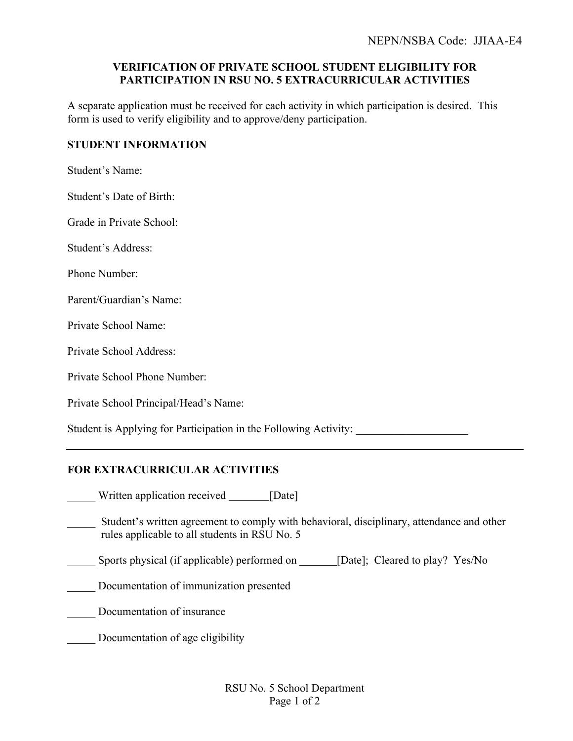NEPN/NSBA Code: JJIAA-E4

**VERIFICATION OF PRIVATE SCHOOL STUDENT ELIGIBILITY FOR PARTICIPATION IN RSU NO. 5 EXTRACURRICULAR ACTIVITIES**

A separate application must be received for each activity in which participation is desired. This form is used to verify eligibility and to approve/deny participation.

**STUDENT INFORMATION**

Student's Name:

Student's Date of Birth:

Grade in Private School:

Student's Address:

Phone Number:

Parent/Guardian's Name:

Private School Name:

Private School Address:

Private School Phone Number:

Private School Principal/Head's Name:

Student is Applying for Participation in the Following Activity: ____________________

---

**FOR EXTRACURRICULAR ACTIVITIES**

_____ Written application received _______[Date]

_____ Student's written agreement to comply with behavioral, disciplinary, attendance and other rules applicable to all students in RSU No. 5

_____ Sports physical (if applicable) performed on _______[Date]; Cleared to play? Yes/No

_____ Documentation of immunization presented

_____ Documentation of insurance

_____ Documentation of age eligibility

RSU No. 5 School Department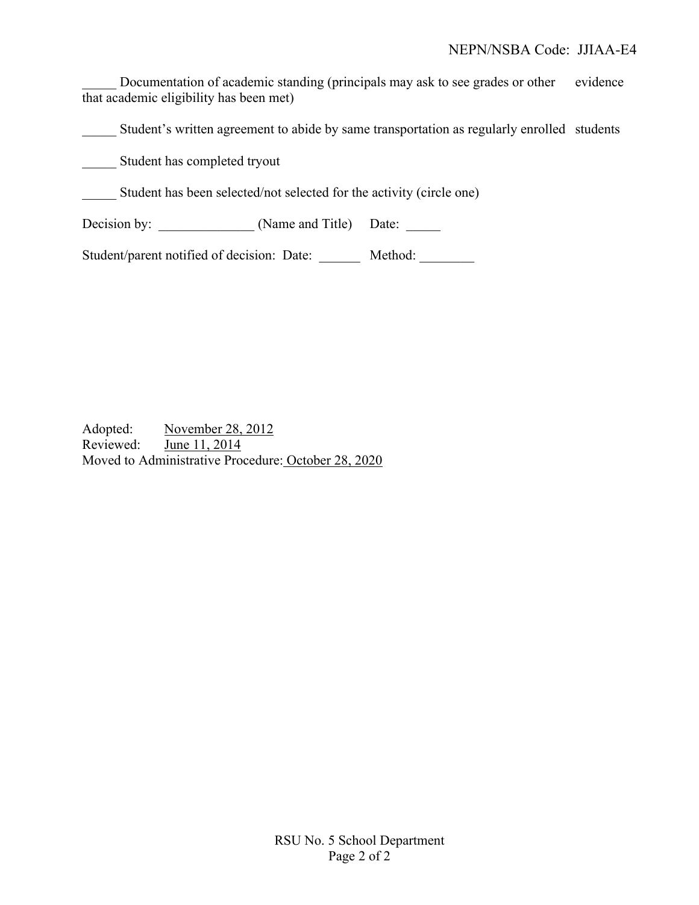_____ Documentation of academic standing (principals may ask to see grades or other evidence that academic eligibility has been met)

_____ Student's written agreement to abide by same transportation as regularly enrolled students

_____ Student has completed tryout

_____ Student has been selected/not selected for the activity (circle one)

Decision by: ______________ (Name and Title) Date: _____

Student/parent notified of decision: Date: ______ Method: ________

Adopted: November 28, 2012
Reviewed: June 11, 2014
Moved to Administrative Procedure: October 28, 2020

RSU No. 5 School Department